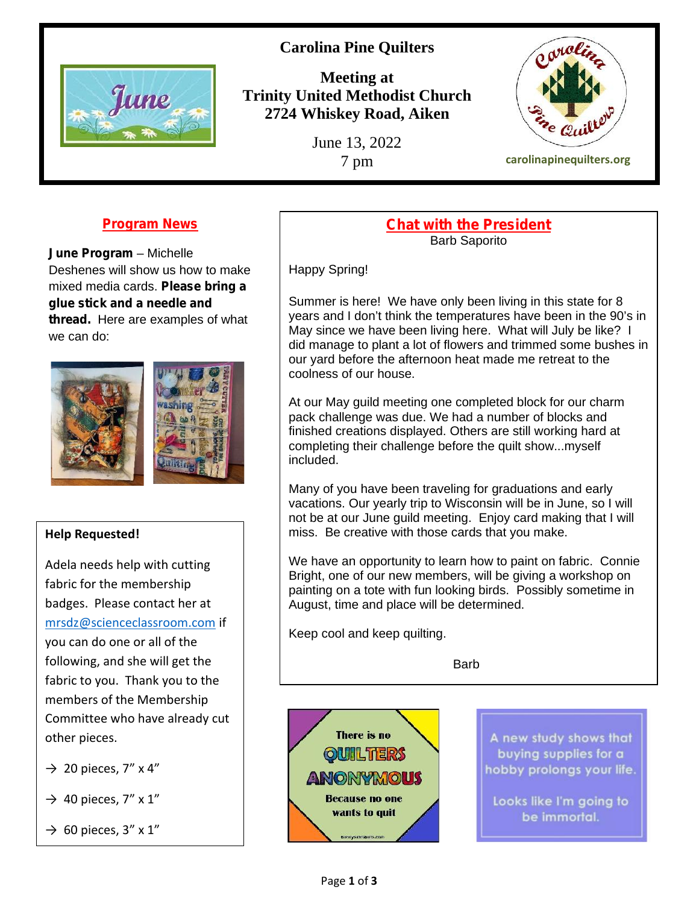# Carolina Pine Quilters

**Meeting at**
**Trinity United Methodist Church**
**2724 Whiskey Road, Aiken**

June 13, 2022
7 pm

carolinapinequilters.org

## Program News

**June Program** – Michelle Deshenes will show us how to make mixed media cards. **Please bring a glue stick and a needle and thread.** Here are examples of what we can do:

### Help Requested!

Adela needs help with cutting fabric for the membership badges. Please contact her at mrsdz@scienceclassroom.com if you can do one or all of the following, and she will get the fabric to you. Thank you to the members of the Membership Committee who have already cut other pieces.

→ 20 pieces, 7" x 4"

→ 40 pieces, 7" x 1"

→ 60 pieces, 3" x 1"

## Chat with the President

Barb Saporito

Happy Spring!

Summer is here! We have only been living in this state for 8 years and I don't think the temperatures have been in the 90's in May since we have been living here. What will July be like? I did manage to plant a lot of flowers and trimmed some bushes in our yard before the afternoon heat made me retreat to the coolness of our house.

At our May guild meeting one completed block for our charm pack challenge was due. We had a number of blocks and finished creations displayed. Others are still working hard at completing their challenge before the quilt show...myself included.

Many of you have been traveling for graduations and early vacations. Our yearly trip to Wisconsin will be in June, so I will not be at our June guild meeting. Enjoy card making that I will miss. Be creative with those cards that you make.

We have an opportunity to learn how to paint on fabric. Connie Bright, one of our new members, will be giving a workshop on painting on a tote with fun looking birds. Possibly sometime in August, time and place will be determined.

Keep cool and keep quilting.

Barb

There is no QUILTERS ANONYMOUS Because no one wants to quit

A new study shows that buying supplies for a hobby prolongs your life.

Looks like I'm going to be immortal.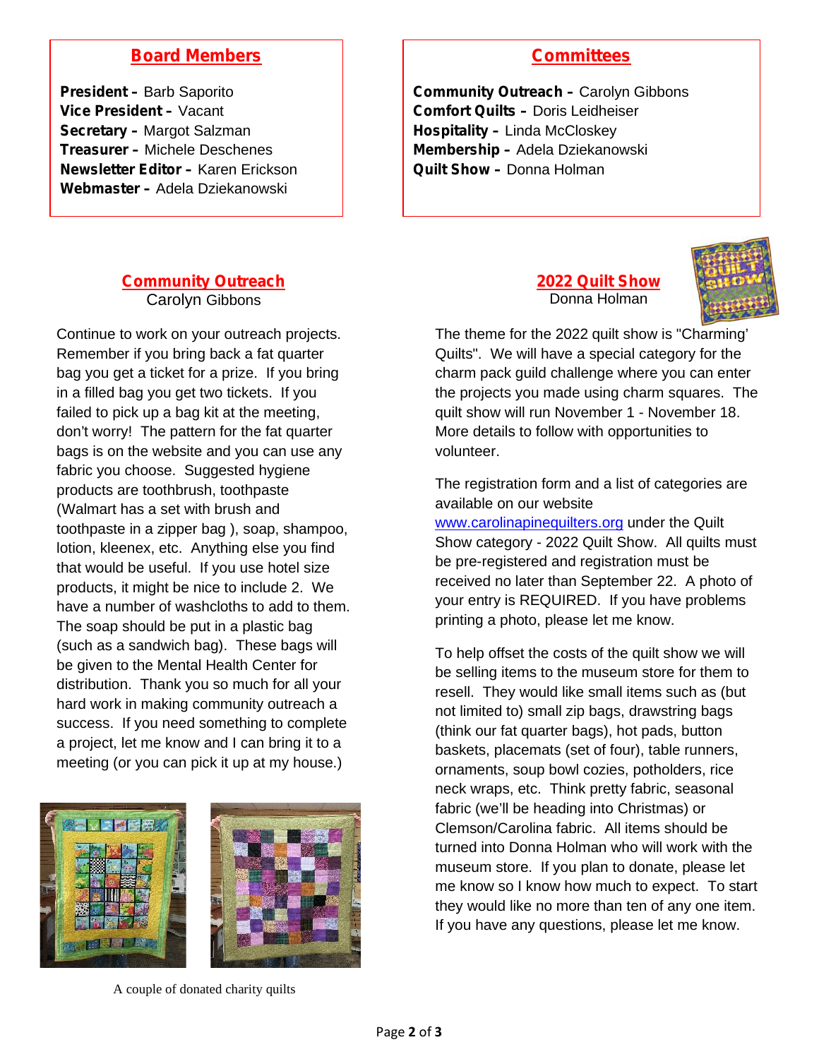## Board Members

**President –** Barb Saporito
**Vice President –** Vacant
**Secretary –** Margot Salzman
**Treasurer –** Michele Deschenes
**Newsletter Editor –** Karen Erickson
**Webmaster –** Adela Dziekanowski

## Committees

**Community Outreach –** Carolyn Gibbons
**Comfort Quilts –** Doris Leidheiser
**Hospitality –** Linda McCloskey
**Membership –** Adela Dziekanowski
**Quilt Show –** Donna Holman

## Community Outreach

Carolyn Gibbons

Continue to work on your outreach projects. Remember if you bring back a fat quarter bag you get a ticket for a prize. If you bring in a filled bag you get two tickets. If you failed to pick up a bag kit at the meeting, don't worry! The pattern for the fat quarter bags is on the website and you can use any fabric you choose. Suggested hygiene products are toothbrush, toothpaste (Walmart has a set with brush and toothpaste in a zipper bag ), soap, shampoo, lotion, kleenex, etc. Anything else you find that would be useful. If you use hotel size products, it might be nice to include 2. We have a number of washcloths to add to them. The soap should be put in a plastic bag (such as a sandwich bag). These bags will be given to the Mental Health Center for distribution. Thank you so much for all your hard work in making community outreach a success. If you need something to complete a project, let me know and I can bring it to a meeting (or you can pick it up at my house.)

A couple of donated charity quilts

## 2022 Quilt Show

Donna Holman

The theme for the 2022 quilt show is "Charming' Quilts". We will have a special category for the charm pack guild challenge where you can enter the projects you made using charm squares. The quilt show will run November 1 - November 18. More details to follow with opportunities to volunteer.

The registration form and a list of categories are available on our website [www.carolinapinequilters.org](http://www.carolinapinequilters.org) under the Quilt Show category - 2022 Quilt Show. All quilts must be pre-registered and registration must be received no later than September 22. A photo of your entry is REQUIRED. If you have problems printing a photo, please let me know.

To help offset the costs of the quilt show we will be selling items to the museum store for them to resell. They would like small items such as (but not limited to) small zip bags, drawstring bags (think our fat quarter bags), hot pads, button baskets, placemats (set of four), table runners, ornaments, soup bowl cozies, potholders, rice neck wraps, etc. Think pretty fabric, seasonal fabric (we'll be heading into Christmas) or Clemson/Carolina fabric. All items should be turned into Donna Holman who will work with the museum store. If you plan to donate, please let me know so I know how much to expect. To start they would like no more than ten of any one item. If you have any questions, please let me know.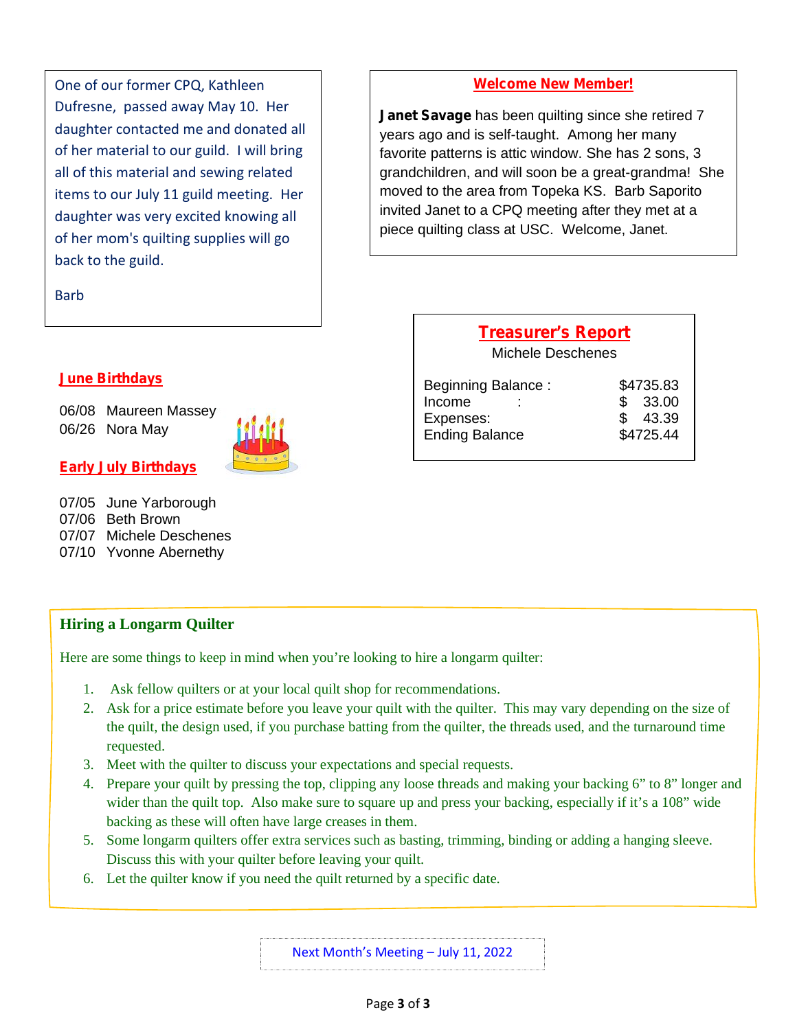One of our former CPQ, Kathleen Dufresne, passed away May 10. Her daughter contacted me and donated all of her material to our guild. I will bring all of this material and sewing related items to our July 11 guild meeting. Her daughter was very excited knowing all of her mom's quilting supplies will go back to the guild.

Barb

## Welcome New Member!

**Janet Savage** has been quilting since she retired 7 years ago and is self-taught. Among her many favorite patterns is attic window. She has 2 sons, 3 grandchildren, and will soon be a great-grandma! She moved to the area from Topeka KS. Barb Saporito invited Janet to a CPQ meeting after they met at a piece quilting class at USC. Welcome, Janet.

## June Birthdays

06/08 Maureen Massey
06/26 Nora May

## Early July Birthdays

07/05 June Yarborough
07/06 Beth Brown
07/07 Michele Deschenes
07/10 Yvonne Abernethy

## Treasurer's Report

Michele Deschenes

| | |
|---|---|
| Beginning Balance : | $4735.83 |
| Income : | $ 33.00 |
| Expenses: | $ 43.39 |
| Ending Balance | $4725.44 |

## Hiring a Longarm Quilter

Here are some things to keep in mind when you're looking to hire a longarm quilter:

1. Ask fellow quilters or at your local quilt shop for recommendations.
2. Ask for a price estimate before you leave your quilt with the quilter. This may vary depending on the size of the quilt, the design used, if you purchase batting from the quilter, the threads used, and the turnaround time requested.
3. Meet with the quilter to discuss your expectations and special requests.
4. Prepare your quilt by pressing the top, clipping any loose threads and making your backing 6" to 8" longer and wider than the quilt top. Also make sure to square up and press your backing, especially if it's a 108" wide backing as these will often have large creases in them.
5. Some longarm quilters offer extra services such as basting, trimming, binding or adding a hanging sleeve. Discuss this with your quilter before leaving your quilt.
6. Let the quilter know if you need the quilt returned by a specific date.

Next Month's Meeting – July 11, 2022